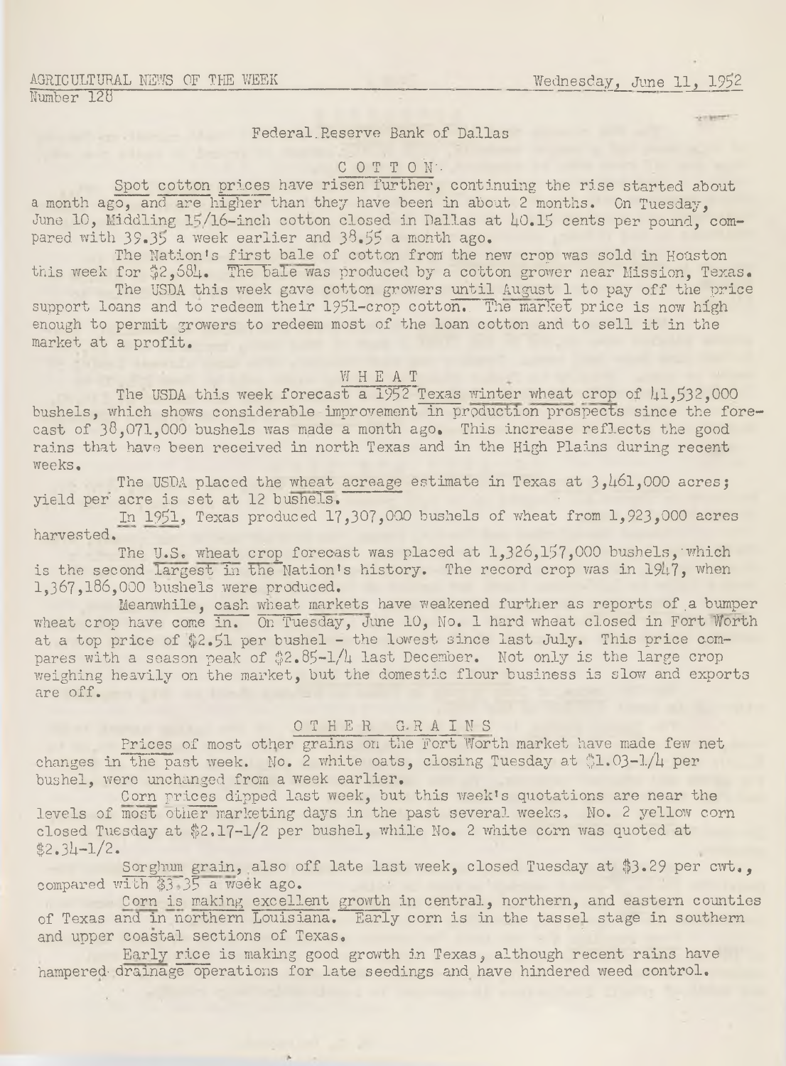AGRICULTURAL NEWS OF THE WEEK  Wednesday, June 11, 1952
Number 128

Federal Reserve Bank of Dallas

## COTTON

Spot cotton prices have risen further, continuing the rise started about a month ago, and are higher than they have been in about 2 months. On Tuesday, June 10, Middling 15/16-inch cotton closed in Dallas at 40.15 cents per pound, compared with 39.35 a week earlier and 38.55 a month ago.

The Nation's first bale of cotton from the new crop was sold in Houston this week for $2,684. The bale was produced by a cotton grower near Mission, Texas.

The USDA this week gave cotton growers until August 1 to pay off the price support loans and to redeem their 1951-crop cotton. The market price is now high enough to permit growers to redeem most of the loan cotton and to sell it in the market at a profit.

## WHEAT

The USDA this week forecast a 1952 Texas winter wheat crop of 41,532,000 bushels, which shows considerable improvement in production prospects since the forecast of 38,071,000 bushels was made a month ago. This increase reflects the good rains that have been received in north Texas and in the High Plains during recent weeks.

The USDA placed the wheat acreage estimate in Texas at 3,461,000 acres; yield per acre is set at 12 bushels.

In 1951, Texas produced 17,307,000 bushels of wheat from 1,923,000 acres harvested.

The U.S. wheat crop forecast was placed at 1,326,157,000 bushels, which is the second largest in the Nation's history. The record crop was in 1947, when 1,367,186,000 bushels were produced.

Meanwhile, cash wheat markets have weakened further as reports of a bumper wheat crop have come in. On Tuesday, June 10, No. 1 hard wheat closed in Fort Worth at a top price of $2.51 per bushel - the lowest since last July. This price compares with a season peak of $2.85-1/4 last December. Not only is the large crop weighing heavily on the market, but the domestic flour business is slow and exports are off.

## OTHER GRAINS

Prices of most other grains on the Fort Worth market have made few net changes in the past week. No. 2 white oats, closing Tuesday at $1.03-1/4 per bushel, were unchanged from a week earlier.

Corn prices dipped last week, but this week's quotations are near the levels of most other marketing days in the past several weeks. No. 2 yellow corn closed Tuesday at $2.17-1/2 per bushel, while No. 2 white corn was quoted at $2.34-1/2.

Sorghum grain, also off late last week, closed Tuesday at $3.29 per cwt., compared with $3.35 a week ago.

Corn is making excellent growth in central, northern, and eastern counties of Texas and in northern Louisiana. Early corn is in the tassel stage in southern and upper coastal sections of Texas.

Early rice is making good growth in Texas, although recent rains have hampered drainage operations for late seedings and have hindered weed control.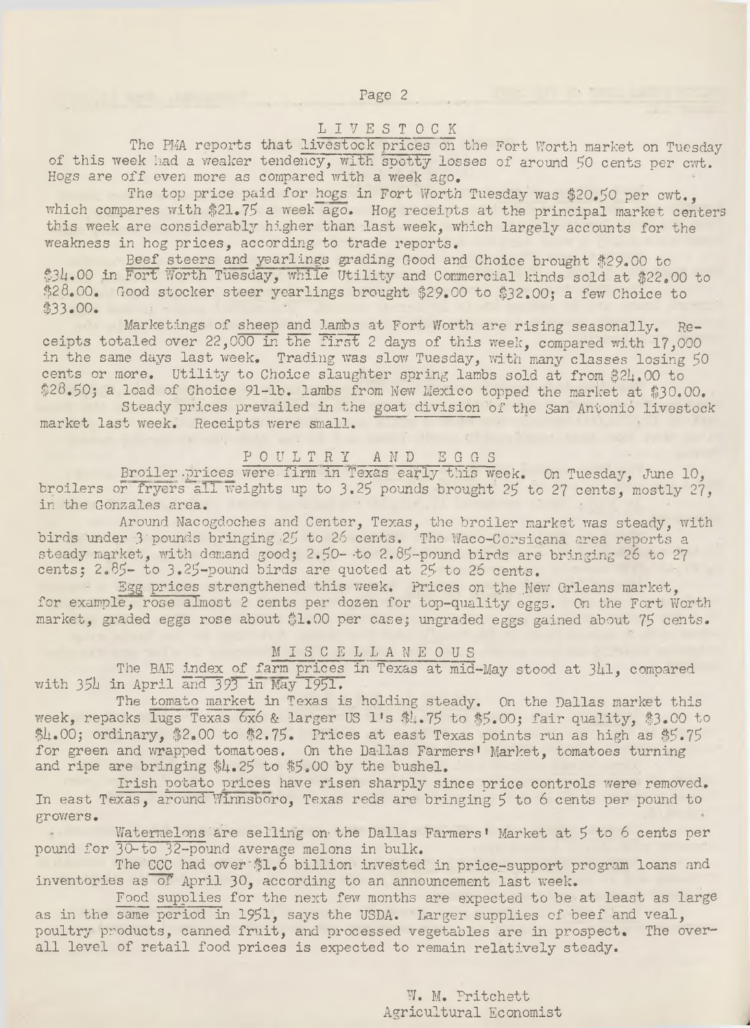## LIVESTOCK

The PMA reports that livestock prices on the Fort Worth market on Tuesday of this week had a weaker tendency, with spotty losses of around 50 cents per cwt. Hogs are off even more as compared with a week ago.

The top price paid for hogs in Fort Worth Tuesday was $20.50 per cwt., which compares with $21.75 a week ago. Hog receipts at the principal market centers this week are considerably higher than last week, which largely accounts for the weakness in hog prices, according to trade reports.

Beef steers and yearlings grading Good and Choice brought $29.00 to $34.00 in Fort Worth Tuesday, while Utility and Commercial kinds sold at $22.00 to $28.00. Good stocker steer yearlings brought $29.00 to $32.00; a few Choice to $33.00.

Marketings of sheep and lambs at Fort Worth are rising seasonally. Receipts totaled over 22,000 in the first 2 days of this week, compared with 17,000 in the same days last week. Trading was slow Tuesday, with many classes losing 50 cents or more. Utility to Choice slaughter spring lambs sold at from $24.00 to $28.50; a load of Choice 91-lb. lambs from New Mexico topped the market at $30.00.

Steady prices prevailed in the goat division of the San Antonio livestock market last week. Receipts were small.

## POULTRY AND EGGS

Broiler prices were firm in Texas early this week. On Tuesday, June 10, broilers or fryers all weights up to 3.25 pounds brought 25 to 27 cents, mostly 27, in the Gonzales area.

Around Nacogdoches and Center, Texas, the broiler market was steady, with birds under 3 pounds bringing 25 to 26 cents. The Waco-Corsicana area reports a steady market, with demand good; 2.50- to 2.85-pound birds are bringing 26 to 27 cents; 2.85- to 3.25-pound birds are quoted at 25 to 26 cents.

Egg prices strengthened this week. Prices on the New Orleans market, for example, rose almost 2 cents per dozen for top-quality eggs. On the Fort Worth market, graded eggs rose about $1.00 per case; ungraded eggs gained about 75 cents.

## MISCELLANEOUS

The BAE index of farm prices in Texas at mid-May stood at 341, compared with 354 in April and 393 in May 1951.

The tomato market in Texas is holding steady. On the Dallas market this week, repacks lugs Texas 6x6 & larger US 1's $4.75 to $5.00; fair quality, $3.00 to $4.00; ordinary, $2.00 to $2.75. Prices at east Texas points run as high as $5.75 for green and wrapped tomatoes. On the Dallas Farmers' Market, tomatoes turning and ripe are bringing $4.25 to $5.00 by the bushel.

Irish potato prices have risen sharply since price controls were removed. In east Texas, around Winnsboro, Texas reds are bringing 5 to 6 cents per pound to growers.

Watermelons are selling on the Dallas Farmers' Market at 5 to 6 cents per pound for 30-to 32-pound average melons in bulk.

The CCC had over $1.6 billion invested in price-support program loans and inventories as of April 30, according to an announcement last week.

Food supplies for the next few months are expected to be at least as large as in the same period in 1951, says the USDA. Larger supplies of beef and veal, poultry products, canned fruit, and processed vegetables are in prospect. The overall level of retail food prices is expected to remain relatively steady.

W. M. Pritchett
Agricultural Economist